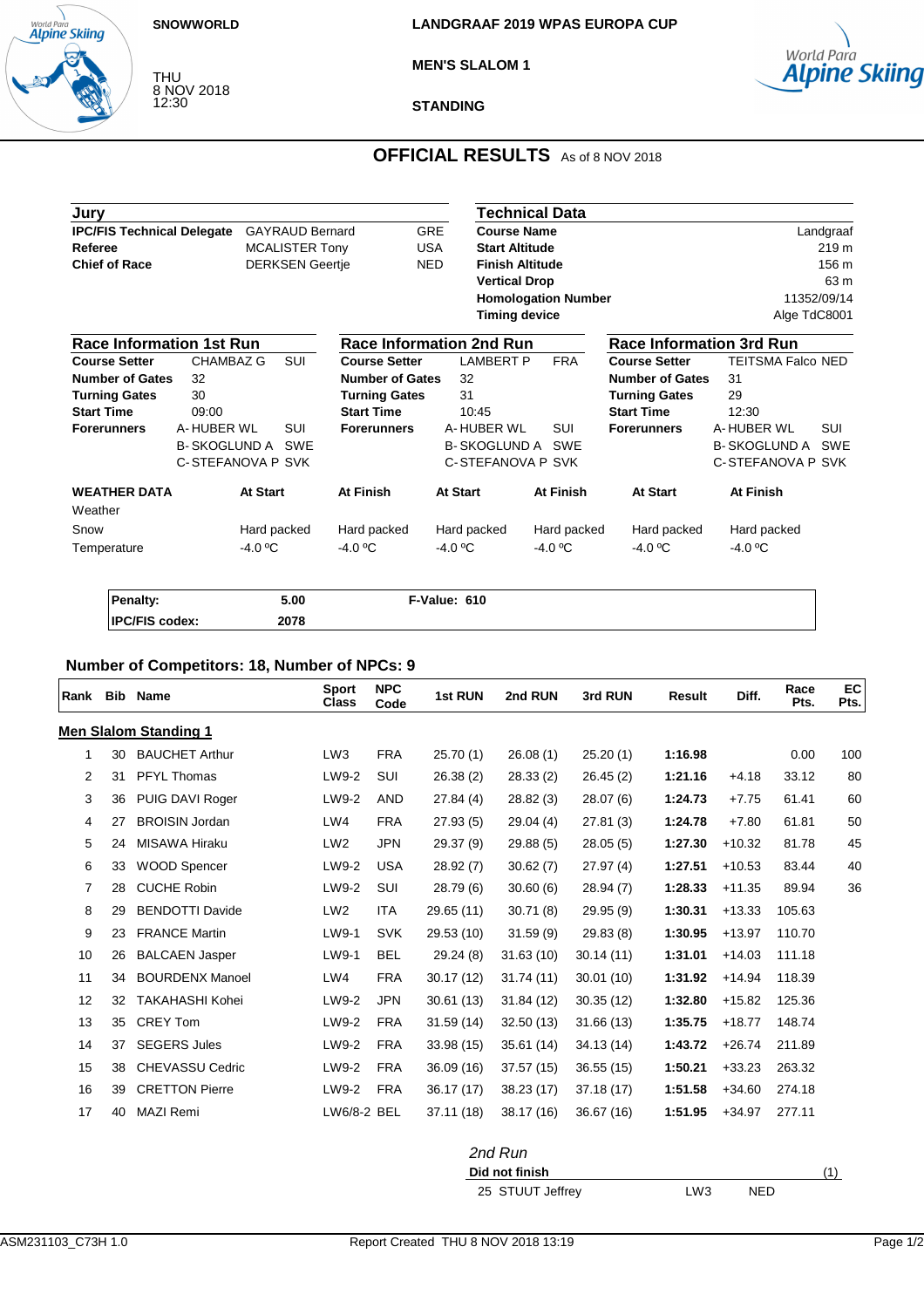SNOWWORLD

THU
8 NOV 2018
12:30

LANDGRAAF 2019 WPAS EUROPA CUP

MEN'S SLALOM 1

STANDING

# OFFICIAL RESULTS As of 8 NOV 2018

## Jury

| | | |
|---|---|---|
| **IPC/FIS Technical Delegate** | GAYRAUD Bernard | GRE |
| **Referee** | MCALISTER Tony | USA |
| **Chief of Race** | DERKSEN Geertje | NED |

## Technical Data

| | |
|---|---|
| **Course Name** | Landgraaf |
| **Start Altitude** | 219 m |
| **Finish Altitude** | 156 m |
| **Vertical Drop** | 63 m |
| **Homologation Number** | 11352/09/14 |
| **Timing device** | Alge TdC8001 |

## Race Information 1st Run

| | | |
|---|---|---|
| **Course Setter** | CHAMBAZ G | SUI |
| **Number of Gates** | 32 | |
| **Turning Gates** | 30 | |
| **Start Time** | 09:00 | |
| **Forerunners** | A- HUBER WL | SUI |
| | B- SKOGLUND A | SWE |
| | C- STEFANOVA P | SVK |

## Race Information 2nd Run

| | | |
|---|---|---|
| **Course Setter** | LAMBERT P | FRA |
| **Number of Gates** | 32 | |
| **Turning Gates** | 31 | |
| **Start Time** | 10:45 | |
| **Forerunners** | A- HUBER WL | SUI |
| | B- SKOGLUND A | SWE |
| | C- STEFANOVA P | SVK |

## Race Information 3rd Run

| | | |
|---|---|---|
| **Course Setter** | TEITSMA Falco | NED |
| **Number of Gates** | 31 | |
| **Turning Gates** | 29 | |
| **Start Time** | 12:30 | |
| **Forerunners** | A- HUBER WL | SUI |
| | B- SKOGLUND A | SWE |
| | C- STEFANOVA P | SVK |

| **WEATHER DATA** | **At Start** | **At Finish** | **At Start** | **At Finish** | **At Start** | **At Finish** |
|---|---|---|---|---|---|---|
| Weather | | | | | | |
| Snow | Hard packed | Hard packed | Hard packed | Hard packed | Hard packed | Hard packed |
| Temperature | -4.0 ºC | -4.0 ºC | -4.0 ºC | -4.0 ºC | -4.0 ºC | -4.0 ºC |

| | | |
|---|---|---|
| **Penalty:** | **5.00** | **F-Value: 610** |
| **IPC/FIS codex:** | **2078** | |

### Number of Competitors: 18, Number of NPCs: 9

| Rank | Bib | Name | Sport Class | NPC Code | 1st RUN | 2nd RUN | 3rd RUN | Result | Diff. | Race Pts. | EC Pts. |
|---|---|---|---|---|---|---|---|---|---|---|---|
| **Men Slalom Standing 1** | | | | | | | | | | | |
| 1 | 30 | BAUCHET Arthur | LW3 | FRA | 25.70 (1) | 26.08 (1) | 25.20 (1) | **1:16.98** | | 0.00 | 100 |
| 2 | 31 | PFYL Thomas | LW9-2 | SUI | 26.38 (2) | 28.33 (2) | 26.45 (2) | **1:21.16** | +4.18 | 33.12 | 80 |
| 3 | 36 | PUIG DAVI Roger | LW9-2 | AND | 27.84 (4) | 28.82 (3) | 28.07 (6) | **1:24.73** | +7.75 | 61.41 | 60 |
| 4 | 27 | BROISIN Jordan | LW4 | FRA | 27.93 (5) | 29.04 (4) | 27.81 (3) | **1:24.78** | +7.80 | 61.81 | 50 |
| 5 | 24 | MISAWA Hiraku | LW2 | JPN | 29.37 (9) | 29.88 (5) | 28.05 (5) | **1:27.30** | +10.32 | 81.78 | 45 |
| 6 | 33 | WOOD Spencer | LW9-2 | USA | 28.92 (7) | 30.62 (7) | 27.97 (4) | **1:27.51** | +10.53 | 83.44 | 40 |
| 7 | 28 | CUCHE Robin | LW9-2 | SUI | 28.79 (6) | 30.60 (6) | 28.94 (7) | **1:28.33** | +11.35 | 89.94 | 36 |
| 8 | 29 | BENDOTTI Davide | LW2 | ITA | 29.65 (11) | 30.71 (8) | 29.95 (9) | **1:30.31** | +13.33 | 105.63 | |
| 9 | 23 | FRANCE Martin | LW9-1 | SVK | 29.53 (10) | 31.59 (9) | 29.83 (8) | **1:30.95** | +13.97 | 110.70 | |
| 10 | 26 | BALCAEN Jasper | LW9-1 | BEL | 29.24 (8) | 31.63 (10) | 30.14 (11) | **1:31.01** | +14.03 | 111.18 | |
| 11 | 34 | BOURDENX Manoel | LW4 | FRA | 30.17 (12) | 31.74 (11) | 30.01 (10) | **1:31.92** | +14.94 | 118.39 | |
| 12 | 32 | TAKAHASHI Kohei | LW9-2 | JPN | 30.61 (13) | 31.84 (12) | 30.35 (12) | **1:32.80** | +15.82 | 125.36 | |
| 13 | 35 | CREY Tom | LW9-2 | FRA | 31.59 (14) | 32.50 (13) | 31.66 (13) | **1:35.75** | +18.77 | 148.74 | |
| 14 | 37 | SEGERS Jules | LW9-2 | FRA | 33.98 (15) | 35.61 (14) | 34.13 (14) | **1:43.72** | +26.74 | 211.89 | |
| 15 | 38 | CHEVASSU Cedric | LW9-2 | FRA | 36.09 (16) | 37.57 (15) | 36.55 (15) | **1:50.21** | +33.23 | 263.32 | |
| 16 | 39 | CRETTON Pierre | LW9-2 | FRA | 36.17 (17) | 38.23 (17) | 37.18 (17) | **1:51.58** | +34.60 | 274.18 | |
| 17 | 40 | MAZI Remi | LW6/8-2 | BEL | 37.11 (18) | 38.17 (16) | 36.67 (16) | **1:51.95** | +34.97 | 277.11 | |

*2nd Run*

**Did not finish** (1)

| Bib | Name | Sport Class | NPC Code |
|---|---|---|---|
| 25 | STUUT Jeffrey | LW3 | NED |

ASM231103_C73H 1.0 Report Created THU 8 NOV 2018 13:19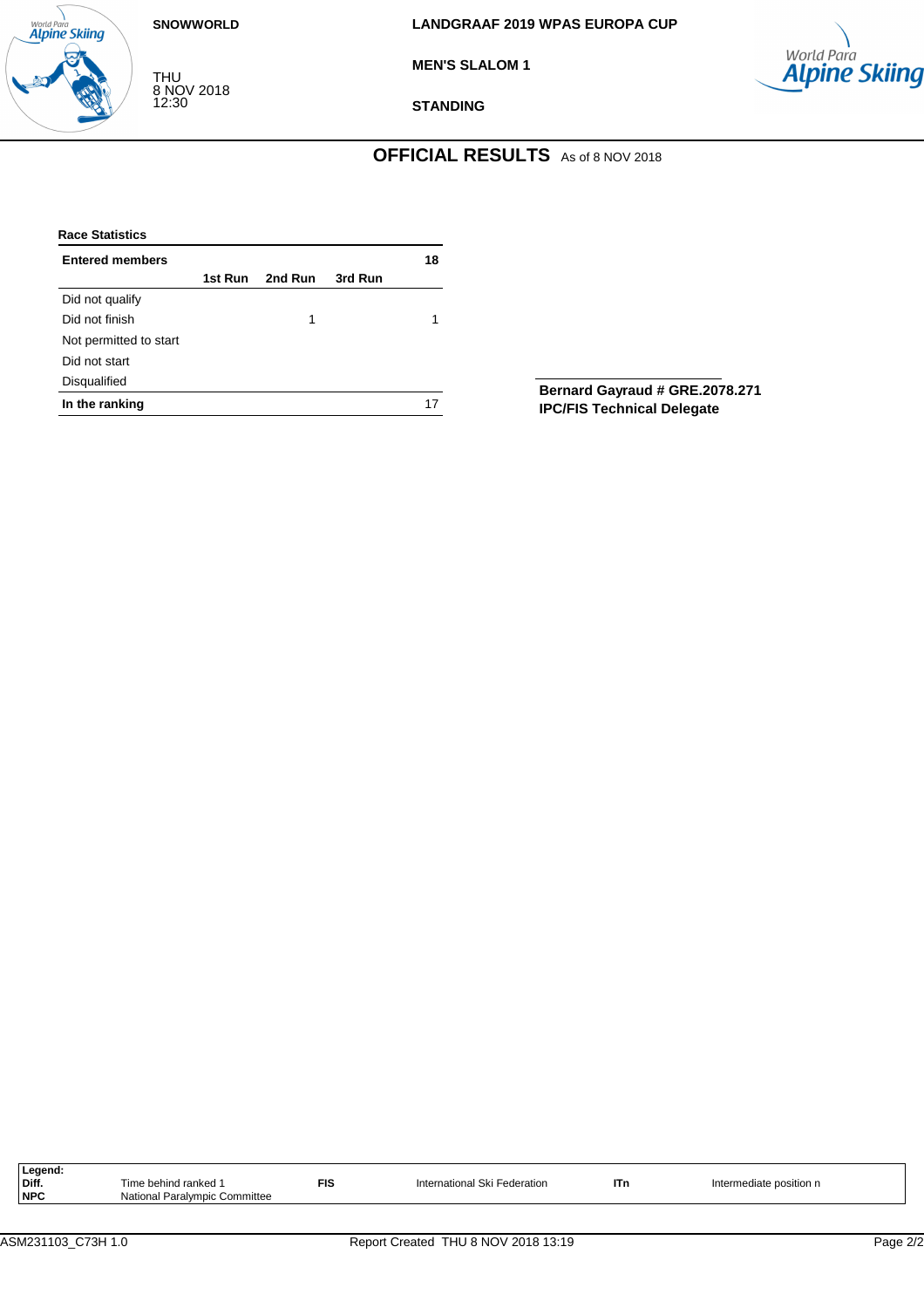SNOWWORLD

THU
8 NOV 2018
12:30

**LANDGRAAF 2019 WPAS EUROPA CUP**

**MEN'S SLALOM 1**

**STANDING**

## OFFICIAL RESULTS As of 8 NOV 2018

**Race Statistics**

| | 1st Run | 2nd Run | 3rd Run | |
|---|---|---|---|---|
| **Entered members** | | | | **18** |
| Did not qualify | | | | |
| Did not finish | | 1 | | 1 |
| Not permitted to start | | | | |
| Did not start | | | | |
| Disqualified | | | | |
| **In the ranking** | | | | 17 |

**Bernard Gayraud # GRE.2078.271**
**IPC/FIS Technical Delegate**

| | | | | | |
|---|---|---|---|---|---|
| **Legend:** | | | | | |
| **Diff.** | Time behind ranked 1 | **FIS** | International Ski Federation | **ITn** | Intermediate position n |
| **NPC** | National Paralympic Committee | | | | |

ASM231103_C73H 1.0 Report Created THU 8 NOV 2018 13:19